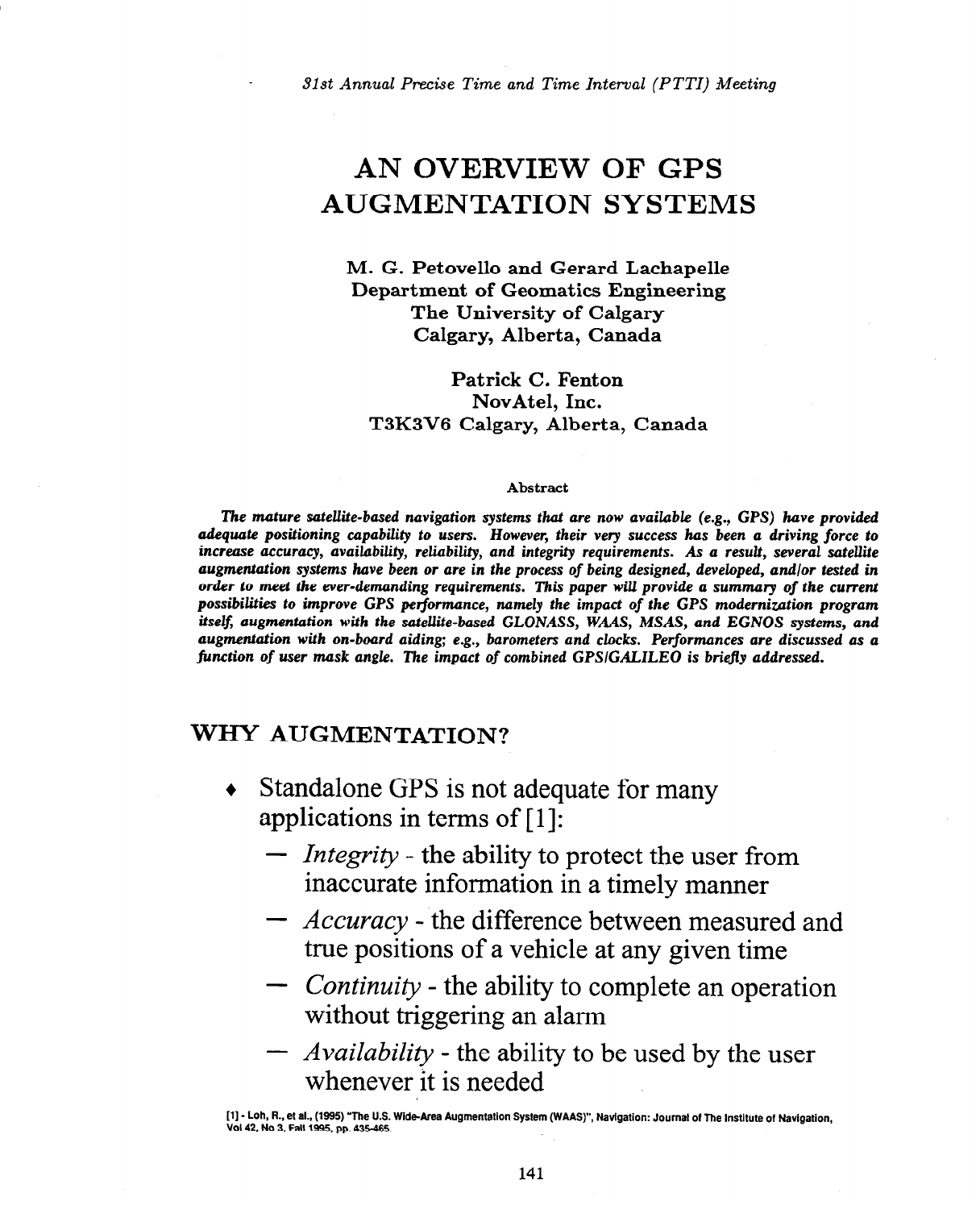# AN OVERVIEW OF GPS AUGMENTATION SYSTEMS

**M. G. Petovello and Gerard Lachapelle**
**Department of Geomatics Engineering**
**The University of Calgary**
**Calgary, Alberta, Canada**

**Patrick C. Fenton**
**NovAtel, Inc.**
**T3K3V6 Calgary, Alberta, Canada**

### Abstract

***The mature satellite-based navigation systems that are now available (e.g., GPS) have provided adequate positioning capability to users. However, their very success has been a driving force to increase accuracy, availability, reliability, and integrity requirements. As a result, several satellite augmentation systems have been or are in the process of being designed, developed, and/or tested in order to meet the ever-demanding requirements. This paper will provide a summary of the current possibilities to improve GPS performance, namely the impact of the GPS modernization program itself, augmentation with the satellite-based GLONASS, WAAS, MSAS, and EGNOS systems, and augmentation with on-board aiding; e.g., barometers and clocks. Performances are discussed as a function of user mask angle. The impact of combined GPS/GALILEO is briefly addressed.***

## WHY AUGMENTATION?

- Standalone GPS is not adequate for many applications in terms of [1]:
  - *Integrity* - the ability to protect the user from inaccurate information in a timely manner
  - *Accuracy* - the difference between measured and true positions of a vehicle at any given time
  - *Continuity* - the ability to complete an operation without triggering an alarm
  - *Availability* - the ability to be used by the user whenever it is needed

[1] - Loh, R., et al., (1995) "The U.S. Wide-Area Augmentation System (WAAS)", Navigation: Journal of The Institute of Navigation, Vol 42, No 3, Fall 1995, pp. 435-465.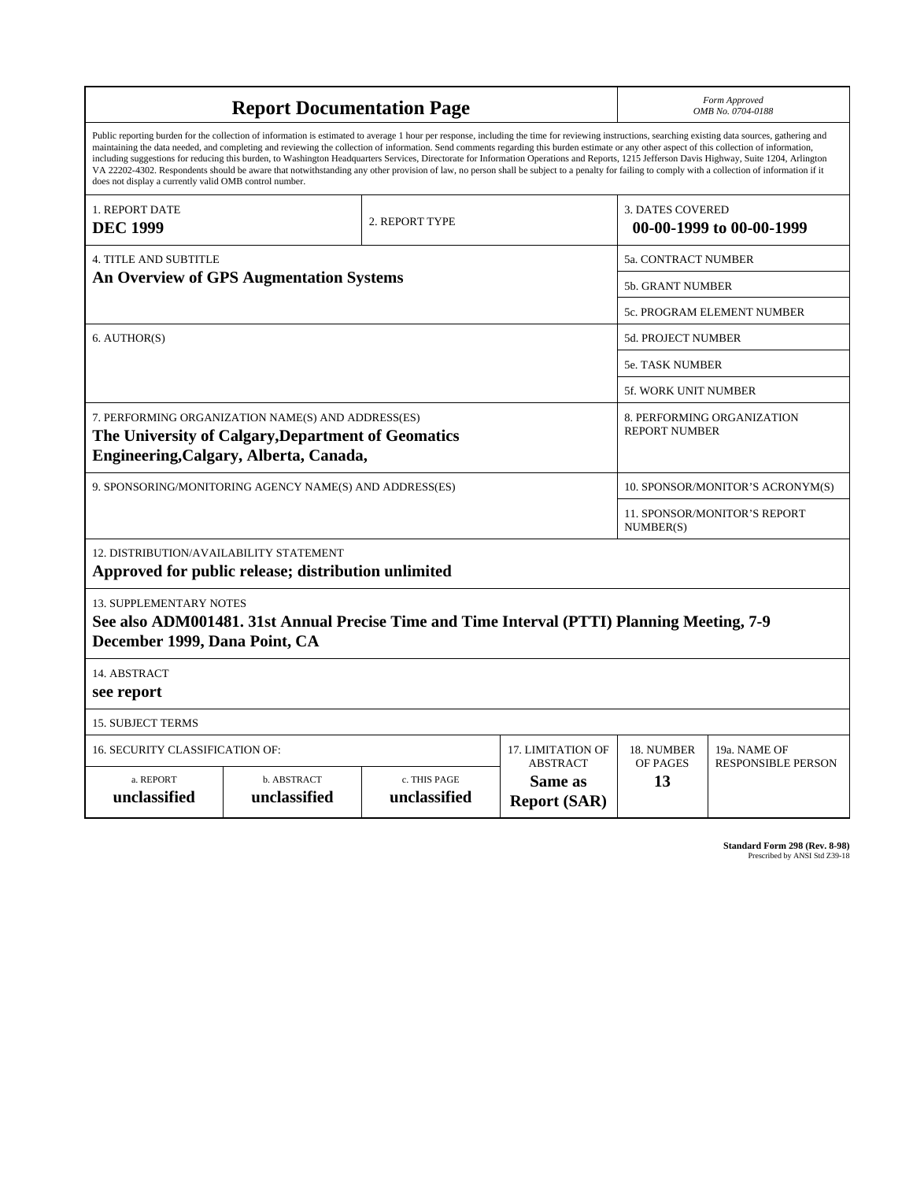# Report Documentation Page

*Form Approved*
*OMB No. 0704-0188*

Public reporting burden for the collection of information is estimated to average 1 hour per response, including the time for reviewing instructions, searching existing data sources, gathering and maintaining the data needed, and completing and reviewing the collection of information. Send comments regarding this burden estimate or any other aspect of this collection of information, including suggestions for reducing this burden, to Washington Headquarters Services, Directorate for Information Operations and Reports, 1215 Jefferson Davis Highway, Suite 1204, Arlington VA 22202-4302. Respondents should be aware that notwithstanding any other provision of law, no person shall be subject to a penalty for failing to comply with a collection of information if it does not display a currently valid OMB control number.

| | | |
|---|---|---|
| 1. REPORT DATE<br>**DEC 1999** | 2. REPORT TYPE | 3. DATES COVERED<br>**00-00-1999 to 00-00-1999** |

| | |
|---|---|
| 4. TITLE AND SUBTITLE<br>**An Overview of GPS Augmentation Systems** | 5a. CONTRACT NUMBER |
| | 5b. GRANT NUMBER |
| | 5c. PROGRAM ELEMENT NUMBER |
| 6. AUTHOR(S) | 5d. PROJECT NUMBER |
| | 5e. TASK NUMBER |
| | 5f. WORK UNIT NUMBER |
| 7. PERFORMING ORGANIZATION NAME(S) AND ADDRESS(ES)<br>**The University of Calgary,Department of Geomatics Engineering,Calgary, Alberta, Canada,** | 8. PERFORMING ORGANIZATION REPORT NUMBER |
| 9. SPONSORING/MONITORING AGENCY NAME(S) AND ADDRESS(ES) | 10. SPONSOR/MONITOR'S ACRONYM(S) |
| | 11. SPONSOR/MONITOR'S REPORT NUMBER(S) |

12. DISTRIBUTION/AVAILABILITY STATEMENT
**Approved for public release; distribution unlimited**

13. SUPPLEMENTARY NOTES
**See also ADM001481. 31st Annual Precise Time and Time Interval (PTTI) Planning Meeting, 7-9 December 1999, Dana Point, CA**

14. ABSTRACT
**see report**

15. SUBJECT TERMS

| 16. SECURITY CLASSIFICATION OF: | | | 17. LIMITATION OF ABSTRACT | 18. NUMBER OF PAGES | 19a. NAME OF RESPONSIBLE PERSON |
|---|---|---|---|---|---|
| a. REPORT<br>**unclassified** | b. ABSTRACT<br>**unclassified** | c. THIS PAGE<br>**unclassified** | **Same as Report (SAR)** | **13** | |

**Standard Form 298 (Rev. 8-98)**
Prescribed by ANSI Std Z39-18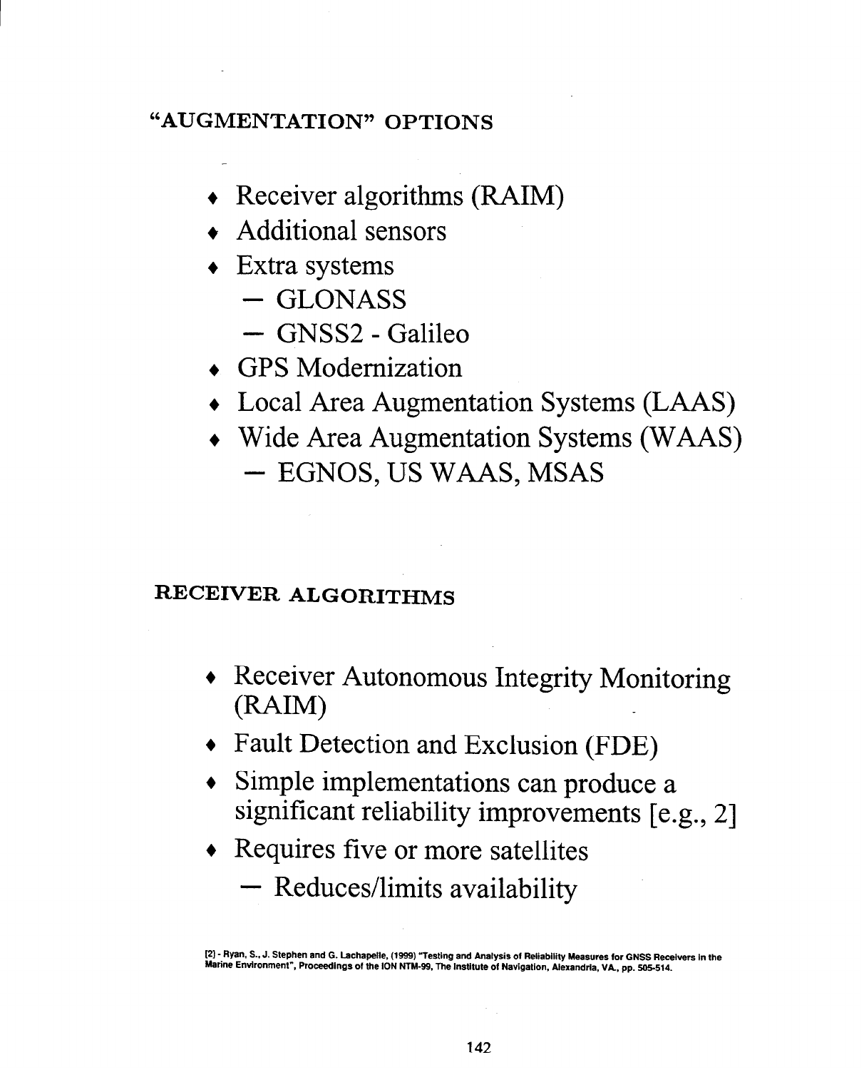## "AUGMENTATION" OPTIONS

- Receiver algorithms (RAIM)
- Additional sensors
- Extra systems
  - GLONASS
  - GNSS2 - Galileo
- GPS Modernization
- Local Area Augmentation Systems (LAAS)
- Wide Area Augmentation Systems (WAAS)
  - EGNOS, US WAAS, MSAS

## RECEIVER ALGORITHMS

- Receiver Autonomous Integrity Monitoring (RAIM)
- Fault Detection and Exclusion (FDE)
- Simple implementations can produce a significant reliability improvements [e.g., 2]
- Requires five or more satellites
  - Reduces/limits availability

[2] - Ryan, S., J. Stephen and G. Lachapelle, (1999) "Testing and Analysis of Reliability Measures for GNSS Receivers in the Marine Environment", Proceedings of the ION NTM-99, The Institute of Navigation, Alexandria, VA., pp. 505-514.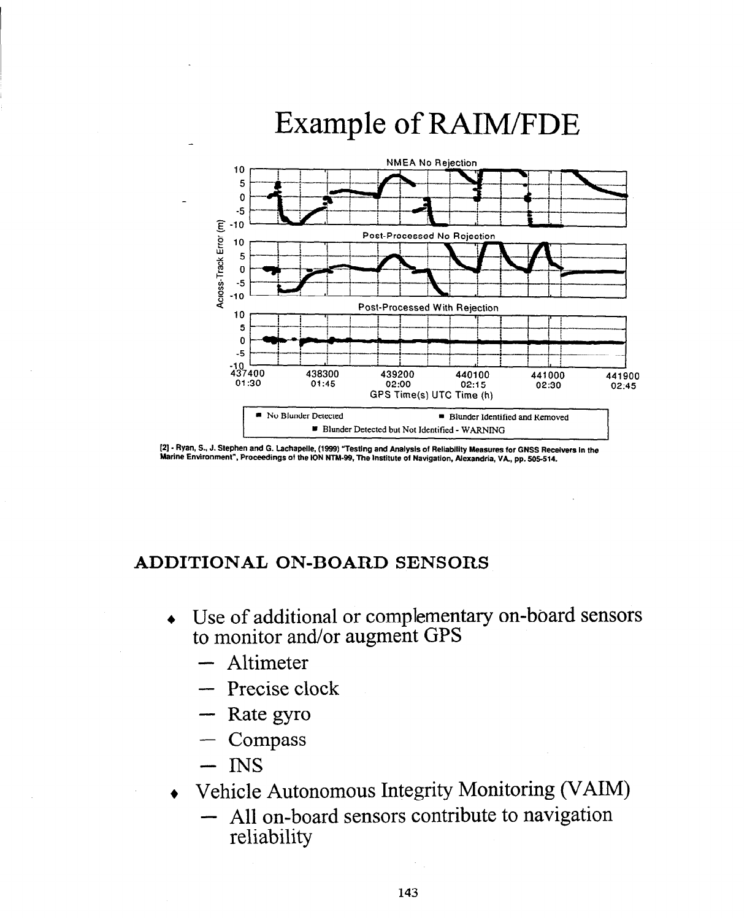# Example of RAIM/FDE

NMEA No Rejection

Post-Processed No Rejection

Post-Processed With Rejection

Across-Track Error (m)

GPS Time(s) UTC Time (h)

437400 01:30 | 438300 01:45 | 439200 02:00 | 440100 02:15 | 441000 02:30 | 441900 02:45

■ No Blunder Detected ■ Blunder Identified and Removed ■ Blunder Detected but Not Identified - WARNING

[2] - Ryan, S., J. Stephen and G. Lachapelle, (1999) "Testing and Analysis of Reliability Measures for GNSS Receivers in the Marine Environment", Proceedings of the ION NTM-99, The Institute of Navigation, Alexandria, VA., pp. 505-514.

## ADDITIONAL ON-BOARD SENSORS

- Use of additional or complementary on-board sensors to monitor and/or augment GPS
  - Altimeter
  - Precise clock
  - Rate gyro
  - Compass
  - INS
- Vehicle Autonomous Integrity Monitoring (VAIM)
  - All on-board sensors contribute to navigation reliability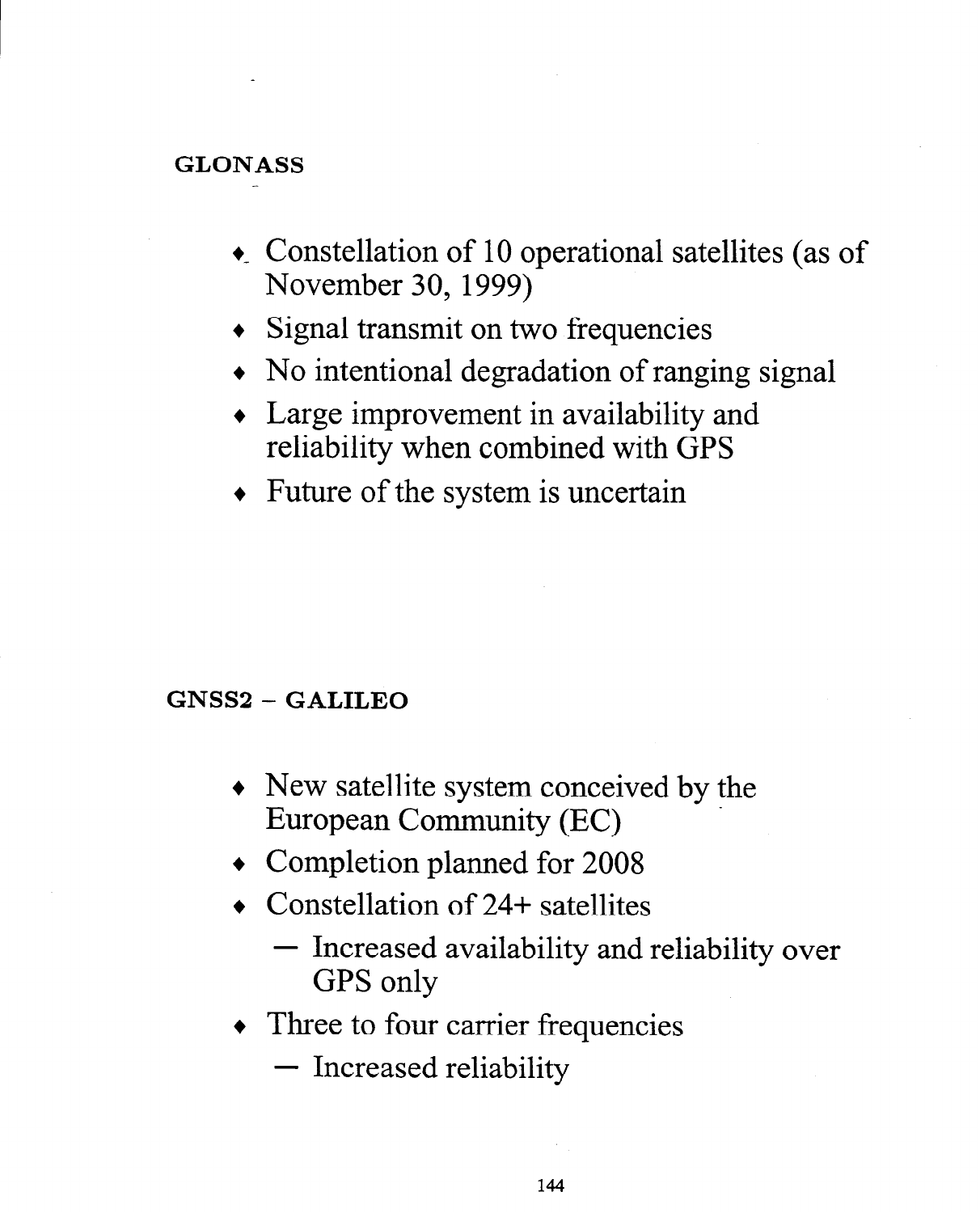## GLONASS

- Constellation of 10 operational satellites (as of November 30, 1999)
- Signal transmit on two frequencies
- No intentional degradation of ranging signal
- Large improvement in availability and reliability when combined with GPS
- Future of the system is uncertain

## GNSS2 – GALILEO

- New satellite system conceived by the European Community (EC)
- Completion planned for 2008
- Constellation of 24+ satellites
  - Increased availability and reliability over GPS only
- Three to four carrier frequencies
  - Increased reliability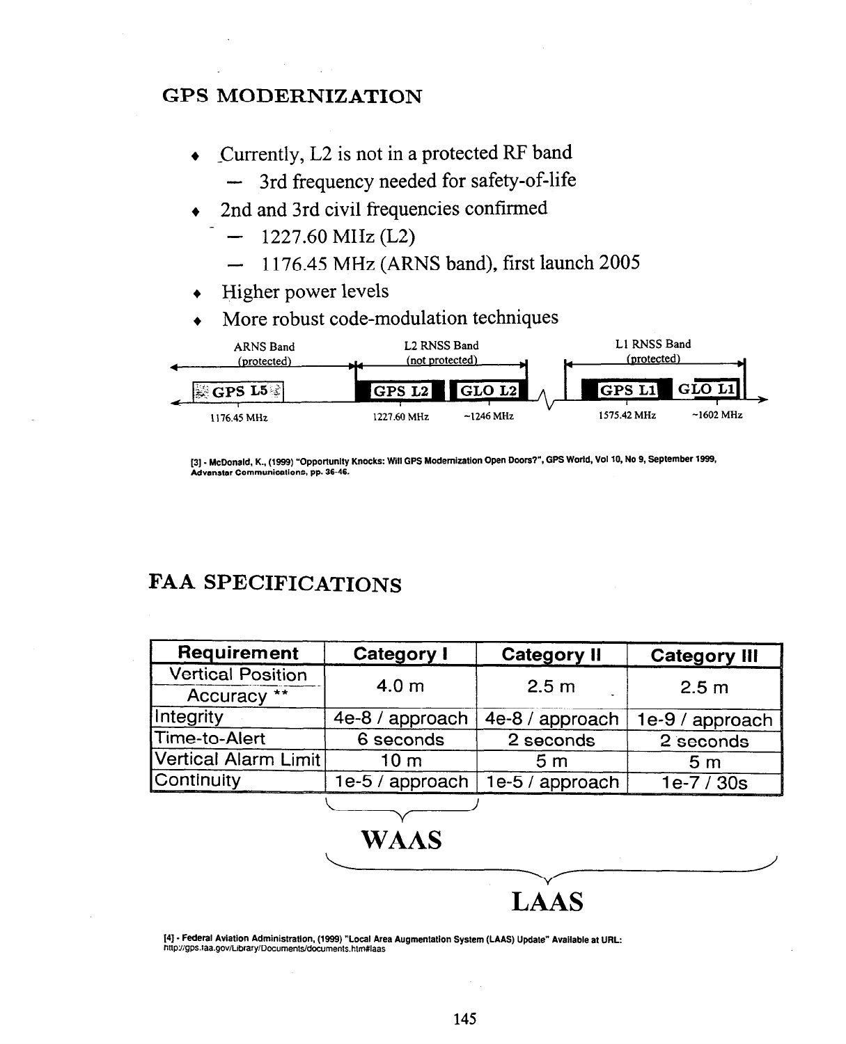## GPS MODERNIZATION

- Currently, L2 is not in a protected RF band
  - 3rd frequency needed for safety-of-life
- 2nd and 3rd civil frequencies confirmed
  - 1227.60 MHz (L2)
  - 1176.45 MHz (ARNS band), first launch 2005
- Higher power levels
- More robust code-modulation techniques

ARNS Band (protected) — GPS L5 — 1176.45 MHz

L2 RNSS Band (not protected) — GPS L2, GLO L2 — 1227.60 MHz, ~1246 MHz

L1 RNSS Band (protected) — GPS L1, GLO L1 — 1575.42 MHz, ~1602 MHz

[3] - McDonald, K., (1999) "Opportunity Knocks: Will GPS Modernization Open Doors?", GPS World, Vol 10, No 9, September 1999, Advanstar Communications, pp. 36-46.

## FAA SPECIFICATIONS

| Requirement | Category I | Category II | Category III |
|---|---|---|---|
| Vertical Position Accuracy ** | 4.0 m | 2.5 m | 2.5 m |
| Integrity | 4e-8 / approach | 4e-8 / approach | 1e-9 / approach |
| Time-to-Alert | 6 seconds | 2 seconds | 2 seconds |
| Vertical Alarm Limit | 10 m | 5 m | 5 m |
| Continuity | 1e-5 / approach | 1e-5 / approach | 1e-7 / 30s |

WAAS (Category I)

LAAS (Categories I, II, III)

[4] - Federal Aviation Administration, (1999) "Local Area Augmentation System (LAAS) Update" Available at URL: http://gps.faa.gov/Library/Documents/documents.htm#laas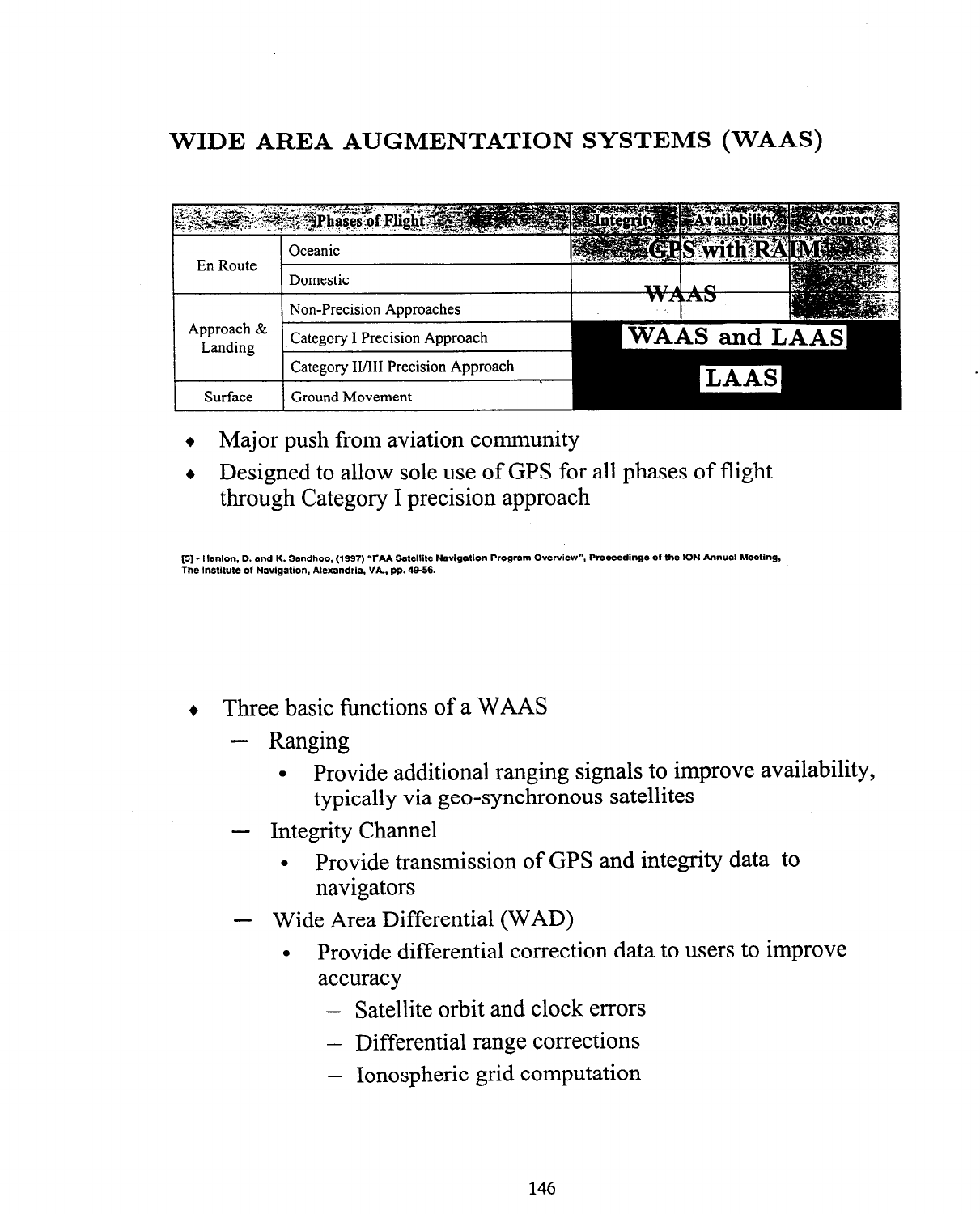# WIDE AREA AUGMENTATION SYSTEMS (WAAS)

| Phases of Flight | | Integrity | Availability | Accuracy |
|---|---|---|---|---|
| En Route | Oceanic | GPS with RAIM | | |
| | Domestic | WAAS | | |
| Approach & Landing | Non-Precision Approaches | | | |
| | Category I Precision Approach | WAAS and LAAS | | |
| | Category II/III Precision Approach | LAAS | | |
| Surface | Ground Movement | | | |

- Major push from aviation community
- Designed to allow sole use of GPS for all phases of flight through Category I precision approach

[5] - Hanlon, D. and K. Sandhoo, (1997) "FAA Satellite Navigation Program Overview", Proceedings of the ION Annual Meeting, The Institute of Navigation, Alexandria, VA., pp. 49-56.

- Three basic functions of a WAAS
  - Ranging
    - Provide additional ranging signals to improve availability, typically via geo-synchronous satellites
  - Integrity Channel
    - Provide transmission of GPS and integrity data to navigators
  - Wide Area Differential (WAD)
    - Provide differential correction data to users to improve accuracy
      - Satellite orbit and clock errors
      - Differential range corrections
      - Ionospheric grid computation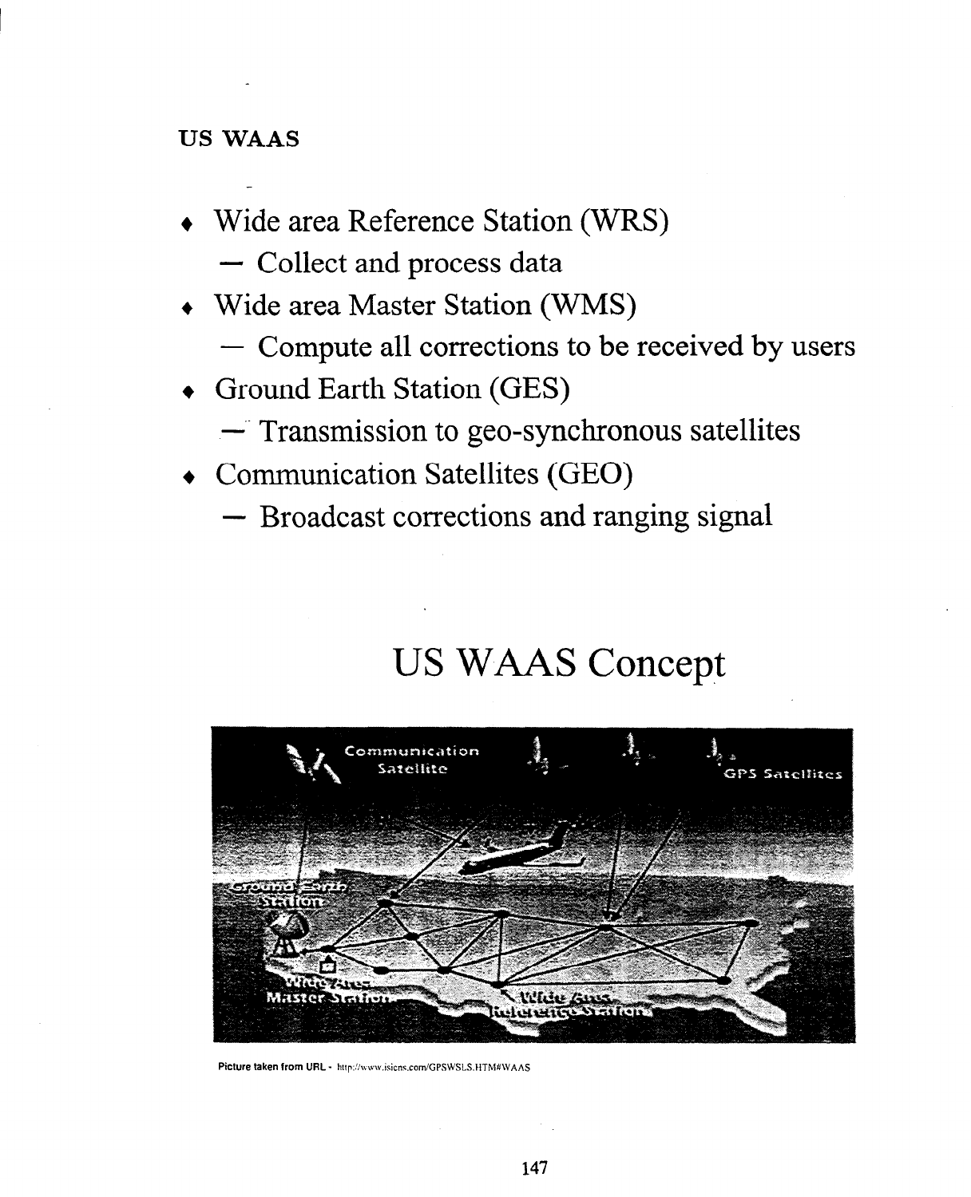# US WAAS

- Wide area Reference Station (WRS)
  - Collect and process data
- Wide area Master Station (WMS)
  - Compute all corrections to be received by users
- Ground Earth Station (GES)
  - Transmission to geo-synchronous satellites
- Communication Satellites (GEO)
  - Broadcast corrections and ranging signal

## US WAAS Concept

Picture taken from URL - http://www.isicns.com/GPSWSLS.HTM#WAAS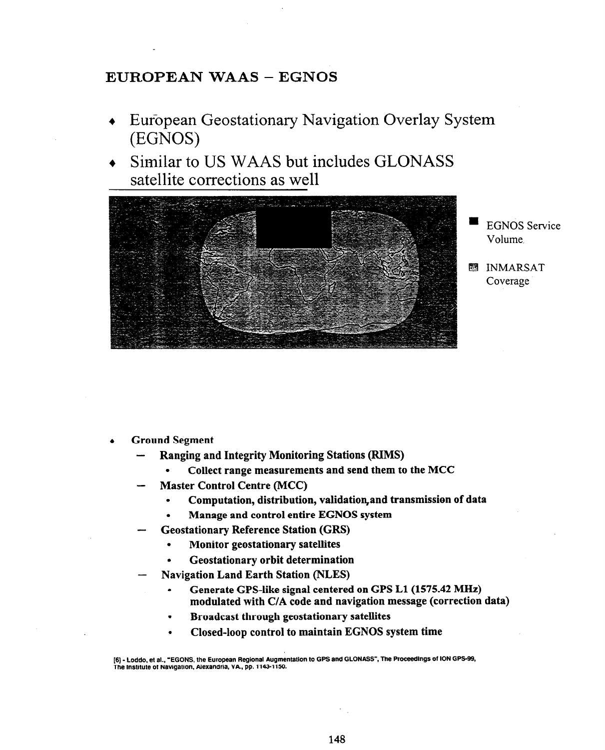# EUROPEAN WAAS – EGNOS

- European Geostationary Navigation Overlay System (EGNOS)
- Similar to US WAAS but includes GLONASS satellite corrections as well

■ EGNOS Service Volume

▨ INMARSAT Coverage

- **Ground Segment**
  - **Ranging and Integrity Monitoring Stations (RIMS)**
    - **Collect range measurements and send them to the MCC**
  - **Master Control Centre (MCC)**
    - **Computation, distribution, validation, and transmission of data**
    - **Manage and control entire EGNOS system**
  - **Geostationary Reference Station (GRS)**
    - **Monitor geostationary satellites**
    - **Geostationary orbit determination**
  - **Navigation Land Earth Station (NLES)**
    - **Generate GPS-like signal centered on GPS L1 (1575.42 MHz) modulated with C/A code and navigation message (correction data)**
    - **Broadcast through geostationary satellites**
    - **Closed-loop control to maintain EGNOS system time**

[6] - Loddo, et al., "EGONS, the European Regional Augmentation to GPS and GLONASS", The Proceedings of ION GPS-99, The Institute of Navigation, Alexandria, VA., pp. 1143-1150.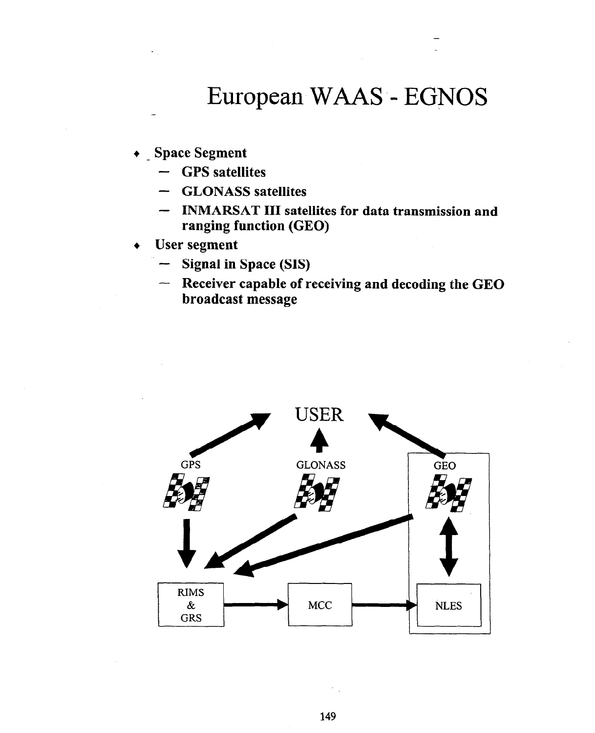# European WAAS - EGNOS

- **Space Segment**
  - **GPS satellites**
  - **GLONASS satellites**
  - **INMARSAT III satellites for data transmission and ranging function (GEO)**
- **User segment**
  - **Signal in Space (SIS)**
  - **Receiver capable of receiving and decoding the GEO broadcast message**

USER

GPS GLONASS GEO

RIMS & GRS → MCC → NLES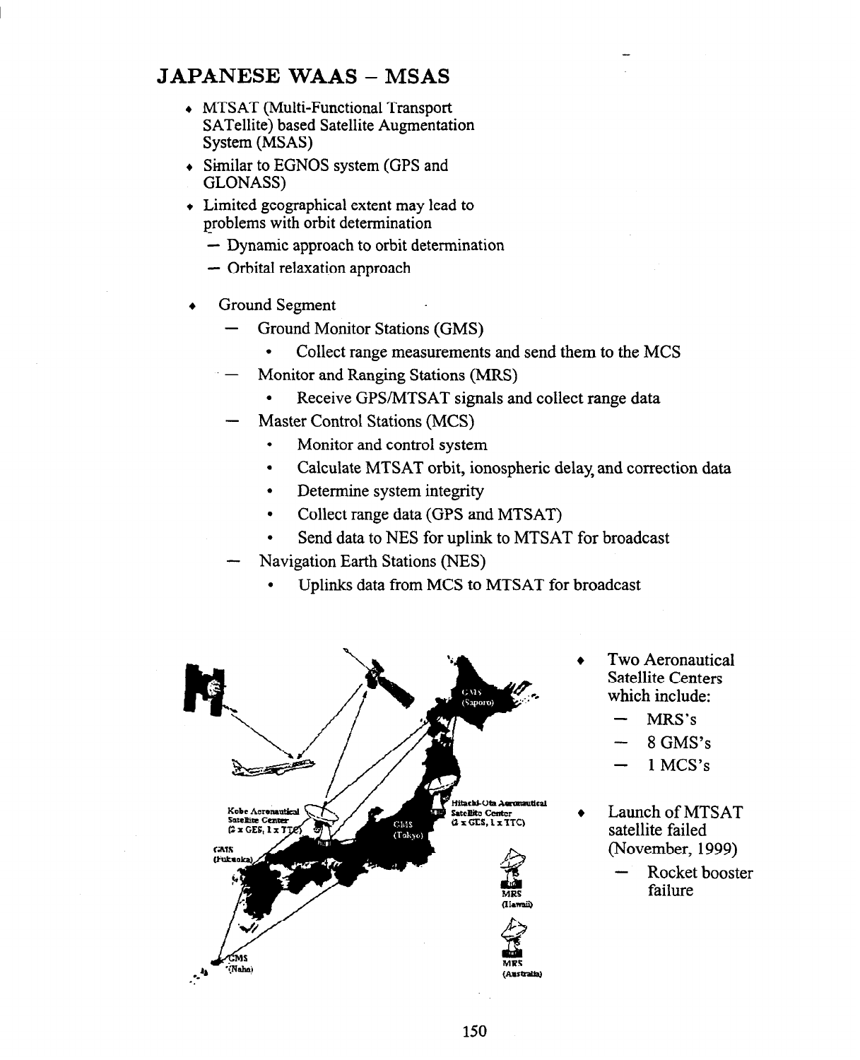# JAPANESE WAAS – MSAS

- MTSAT (Multi-Functional Transport SATellite) based Satellite Augmentation System (MSAS)
- Similar to EGNOS system (GPS and GLONASS)
- Limited geographical extent may lead to problems with orbit determination
  - Dynamic approach to orbit determination
  - Orbital relaxation approach
- Ground Segment
  - Ground Monitor Stations (GMS)
    - Collect range measurements and send them to the MCS
  - Monitor and Ranging Stations (MRS)
    - Receive GPS/MTSAT signals and collect range data
  - Master Control Stations (MCS)
    - Monitor and control system
    - Calculate MTSAT orbit, ionospheric delay, and correction data
    - Determine system integrity
    - Collect range data (GPS and MTSAT)
    - Send data to NES for uplink to MTSAT for broadcast
  - Navigation Earth Stations (NES)
    - Uplinks data from MCS to MTSAT for broadcast

- Two Aeronautical Satellite Centers which include:
  - MRS's
  - 8 GMS's
  - 1 MCS's
- Launch of MTSAT satellite failed (November, 1999)
  - Rocket booster failure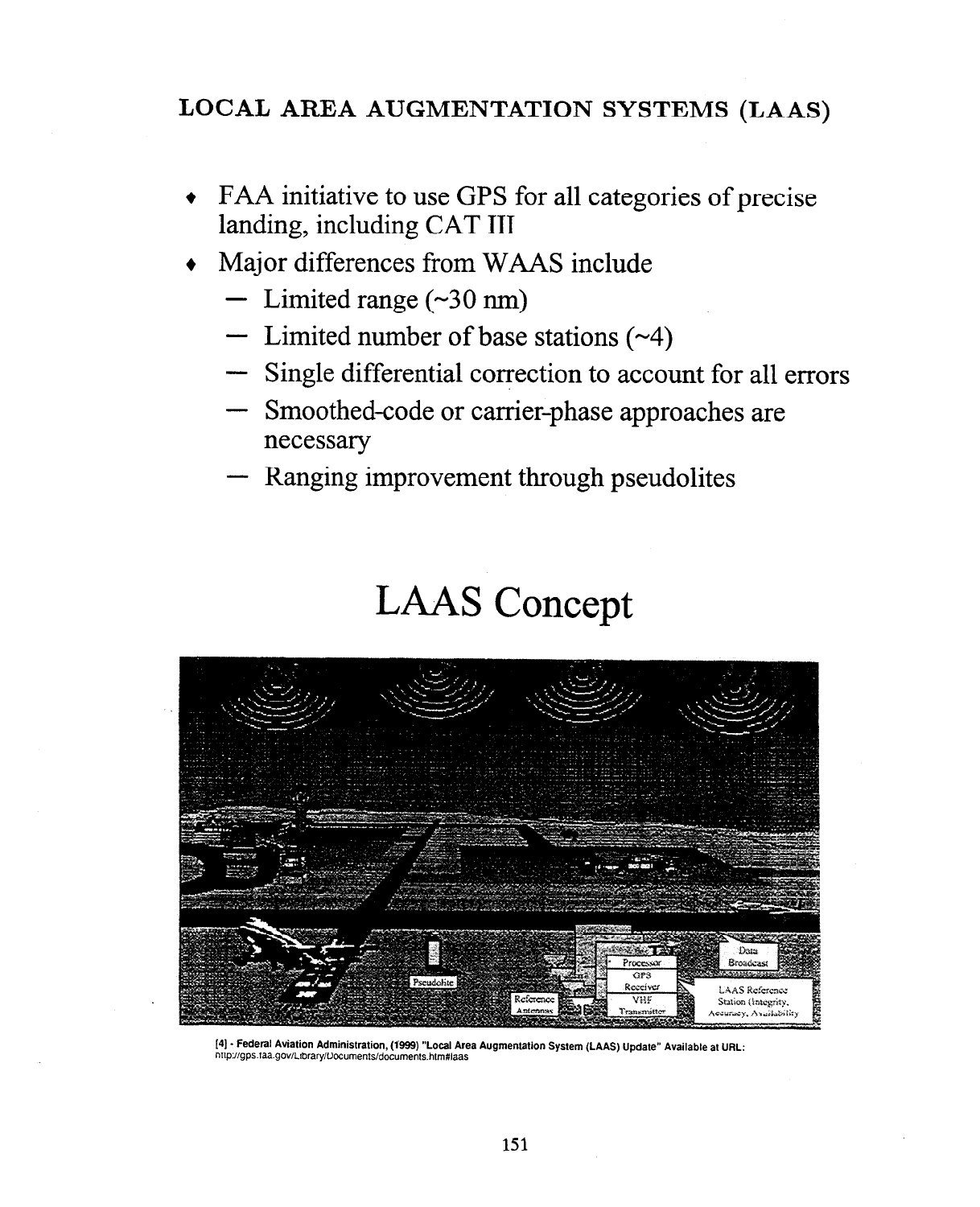## LOCAL AREA AUGMENTATION SYSTEMS (LAAS)

- FAA initiative to use GPS for all categories of precise landing, including CAT III
- Major differences from WAAS include
  - Limited range (~30 nm)
  - Limited number of base stations (~4)
  - Single differential correction to account for all errors
  - Smoothed-code or carrier-phase approaches are necessary
  - Ranging improvement through pseudolites

# LAAS Concept

[4] - Federal Aviation Administration, (1999) "Local Area Augmentation System (LAAS) Update" Available at URL: http://gps.faa.gov/Library/Documents/documents.htm#laas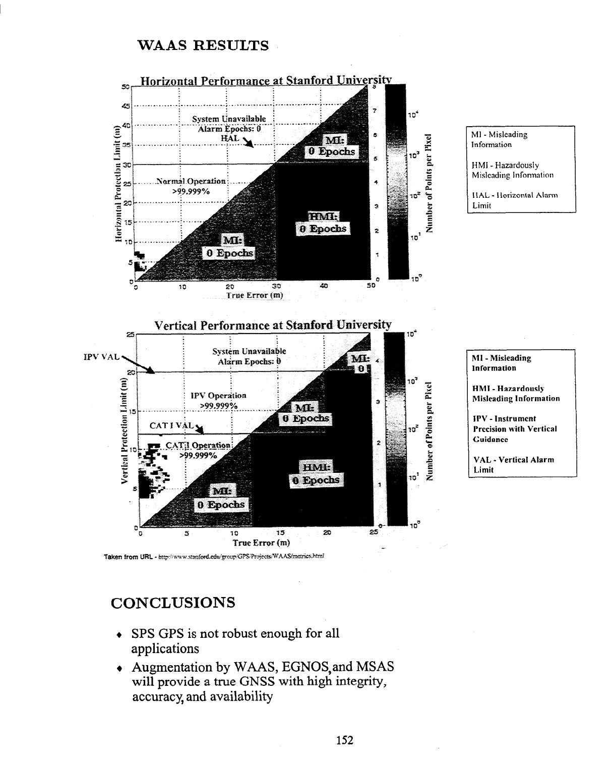## WAAS RESULTS

MI - Misleading Information

HMI - Hazardously Misleading Information

HAL - Horizontal Alarm Limit

MI - Misleading Information

HMI - Hazardously Misleading Information

IPV - Instrument Precision with Vertical Guidance

VAL - Vertical Alarm Limit

Taken from URL - http://www.stanford.edu/group/GPS/Projects/WAAS/metrics.html

## CONCLUSIONS

- SPS GPS is not robust enough for all applications
- Augmentation by WAAS, EGNOS, and MSAS will provide a true GNSS with high integrity, accuracy, and availability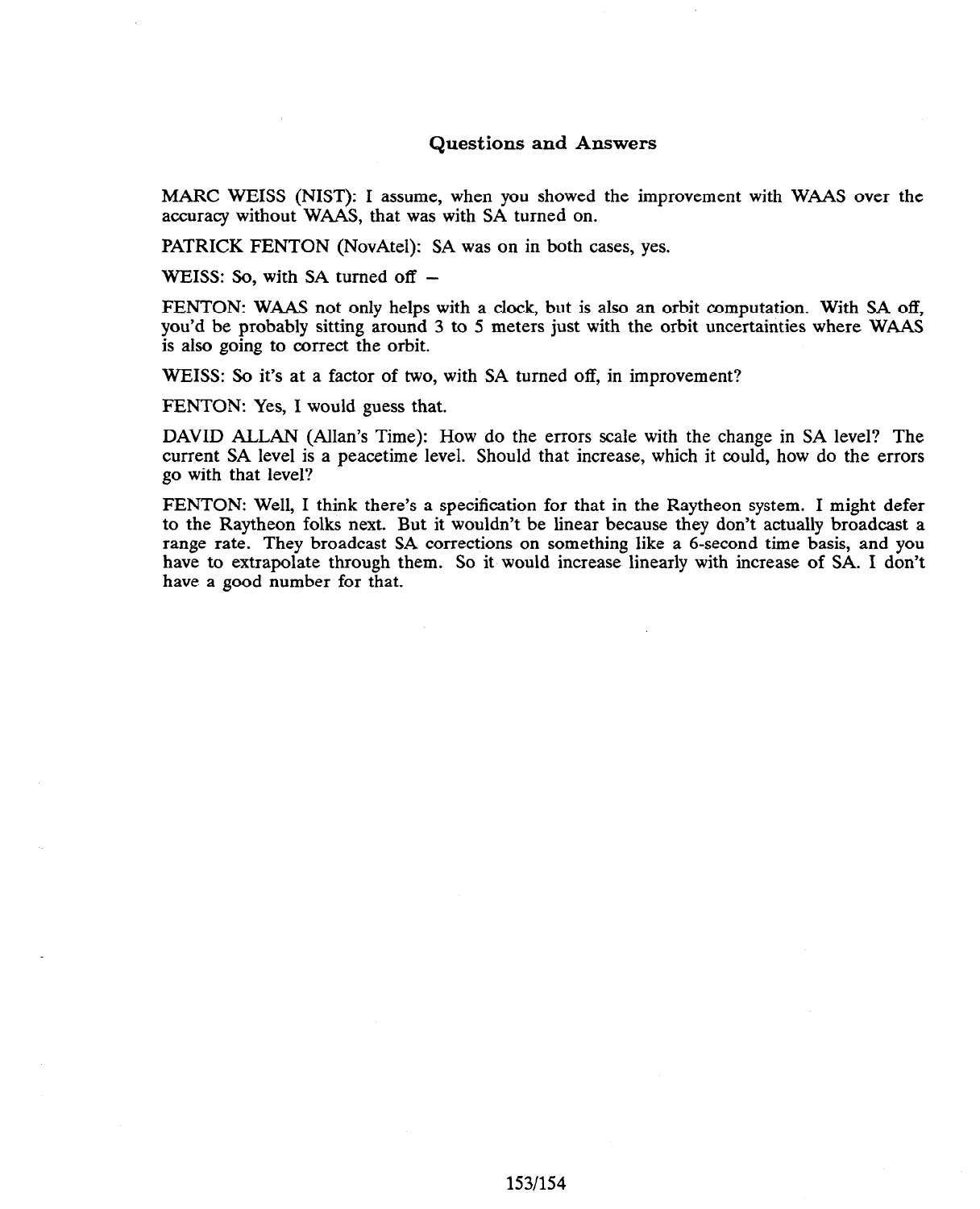## Questions and Answers

MARC WEISS (NIST): I assume, when you showed the improvement with WAAS over the accuracy without WAAS, that was with SA turned on.

PATRICK FENTON (NovAtel): SA was on in both cases, yes.

WEISS: So, with SA turned off –

FENTON: WAAS not only helps with a clock, but is also an orbit computation. With SA off, you'd be probably sitting around 3 to 5 meters just with the orbit uncertainties where WAAS is also going to correct the orbit.

WEISS: So it's at a factor of two, with SA turned off, in improvement?

FENTON: Yes, I would guess that.

DAVID ALLAN (Allan's Time): How do the errors scale with the change in SA level? The current SA level is a peacetime level. Should that increase, which it could, how do the errors go with that level?

FENTON: Well, I think there's a specification for that in the Raytheon system. I might defer to the Raytheon folks next. But it wouldn't be linear because they don't actually broadcast a range rate. They broadcast SA corrections on something like a 6-second time basis, and you have to extrapolate through them. So it would increase linearly with increase of SA. I don't have a good number for that.